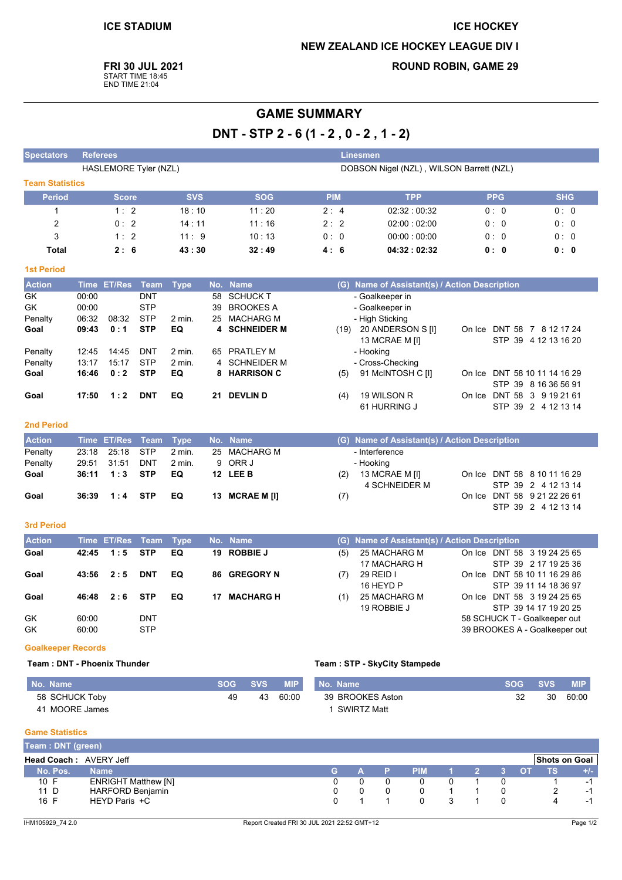ICE STADIUM

ICE HOCKEY

NEW ZEALAND ICE HOCKEY LEAGUE DIV I

**FRI 30 JUL 2021**
START TIME 18:45
END TIME 21:04

ROUND ROBIN, GAME 29

# GAME SUMMARY

## DNT - STP 2 - 6 (1 - 2 , 0 - 2 , 1 - 2)

| Spectators | Referees | Linesmen |
|---|---|---|
| | HASLEMORE Tyler (NZL) | DOBSON Nigel (NZL) , WILSON Barrett (NZL) |

### Team Statistics

| Period | Score | SVS | SOG | PIM | TPP | PPG | SHG |
|---|---|---|---|---|---|---|---|
| 1 | 1 : 2 | 18 : 10 | 11 : 20 | 2 : 4 | 02:32 : 00:32 | 0 : 0 | 0 : 0 |
| 2 | 0 : 2 | 14 : 11 | 11 : 16 | 2 : 2 | 02:00 : 02:00 | 0 : 0 | 0 : 0 |
| 3 | 1 : 2 | 11 : 9 | 10 : 13 | 0 : 0 | 00:00 : 00:00 | 0 : 0 | 0 : 0 |
| **Total** | **2 : 6** | **43 : 30** | **32 : 49** | **4 : 6** | **04:32 : 02:32** | **0 : 0** | **0 : 0** |

### 1st Period

| Action | Time | ET/Res | Team | Type | No. | Name | (G) | Name of Assistant(s) / Action Description | |
|---|---|---|---|---|---|---|---|---|---|
| GK | 00:00 | | DNT | | 58 | SCHUCK T | | - Goalkeeper in | |
| GK | 00:00 | | STP | | 39 | BROOKES A | | - Goalkeeper in | |
| Penalty | 06:32 | 08:32 | STP | 2 min. | 25 | MACHARG M | | - High Sticking | |
| **Goal** | **09:43** | **0 : 1** | **STP** | **EQ** | **4** | **SCHNEIDER M** | (19) | 20 ANDERSON S [I]<br>13 MCRAE M [I] | On Ice DNT 58 7 8 12 17 24<br>STP 39 4 12 13 16 20 |
| Penalty | 12:45 | 14:45 | DNT | 2 min. | 65 | PRATLEY M | | - Hooking | |
| Penalty | 13:17 | 15:17 | STP | 2 min. | 4 | SCHNEIDER M | | - Cross-Checking | |
| **Goal** | **16:46** | **0 : 2** | **STP** | **EQ** | **8** | **HARRISON C** | (5) | 91 McINTOSH C [I] | On Ice DNT 58 10 11 14 16 29<br>STP 39 8 16 36 56 91 |
| **Goal** | **17:50** | **1 : 2** | **DNT** | **EQ** | **21** | **DEVLIN D** | (4) | 19 WILSON R<br>61 HURRING J | On Ice DNT 58 3 9 19 21 61<br>STP 39 2 4 12 13 14 |

### 2nd Period

| Action | Time | ET/Res | Team | Type | No. | Name | (G) | Name of Assistant(s) / Action Description | |
|---|---|---|---|---|---|---|---|---|---|
| Penalty | 23:18 | 25:18 | STP | 2 min. | 25 | MACHARG M | | - Interference | |
| Penalty | 29:51 | 31:51 | DNT | 2 min. | 9 | ORR J | | - Hooking | |
| **Goal** | **36:11** | **1 : 3** | **STP** | **EQ** | **12** | **LEE B** | (2) | 13 MCRAE M [I]<br>4 SCHNEIDER M | On Ice DNT 58 8 10 11 16 29<br>STP 39 2 4 12 13 14 |
| **Goal** | **36:39** | **1 : 4** | **STP** | **EQ** | **13** | **MCRAE M [I]** | (7) | | On Ice DNT 58 9 21 22 26 61<br>STP 39 2 4 12 13 14 |

### 3rd Period

| Action | Time | ET/Res | Team | Type | No. | Name | (G) | Name of Assistant(s) / Action Description | |
|---|---|---|---|---|---|---|---|---|---|
| **Goal** | **42:45** | **1 : 5** | **STP** | **EQ** | **19** | **ROBBIE J** | (5) | 25 MACHARG M<br>17 MACHARG H | On Ice DNT 58 3 19 24 25 65<br>STP 39 2 17 19 25 36 |
| **Goal** | **43:56** | **2 : 5** | **DNT** | **EQ** | **86** | **GREGORY N** | (7) | 29 REID I<br>16 HEYD P | On Ice DNT 58 10 11 16 29 86<br>STP 39 11 14 18 36 97 |
| **Goal** | **46:48** | **2 : 6** | **STP** | **EQ** | **17** | **MACHARG H** | (1) | 25 MACHARG M<br>19 ROBBIE J | On Ice DNT 58 3 19 24 25 65<br>STP 39 14 17 19 20 25 |
| GK | 60:00 | | DNT | | | | | | 58 SCHUCK T - Goalkeeper out |
| GK | 60:00 | | STP | | | | | | 39 BROOKES A - Goalkeeper out |

### Goalkeeper Records

**Team : DNT - Phoenix Thunder**

| No. Name | SOG | SVS | MIP |
|---|---|---|---|
| 58 SCHUCK Toby | 49 | 43 | 60:00 |
| 41 MOORE James | | | |

**Team : STP - SkyCity Stampede**

| No. Name | SOG | SVS | MIP |
|---|---|---|---|
| 39 BROOKES Aston | 32 | 30 | 60:00 |
| 1 SWIRTZ Matt | | | |

### Game Statistics

**Team : DNT (green)**

**Head Coach :** AVERY Jeff

| No. | Pos. | Name | G | A | P | PIM | 1 | 2 | 3 | OT | TS | +/- |
|---|---|---|---|---|---|---|---|---|---|---|---|---|
| 10 | F | ENRIGHT Matthew [N] | 0 | 0 | 0 | 0 | 0 | 1 | 0 | | 1 | -1 |
| 11 | D | HARFORD Benjamin | 0 | 0 | 0 | 0 | 1 | 1 | 0 | | 2 | -1 |
| 16 | F | HEYD Paris +C | 0 | 1 | 1 | 0 | 3 | 1 | 0 | | 4 | -1 |

IHM105929_74 2.0 Report Created FRI 30 JUL 2021 22:52 GMT+12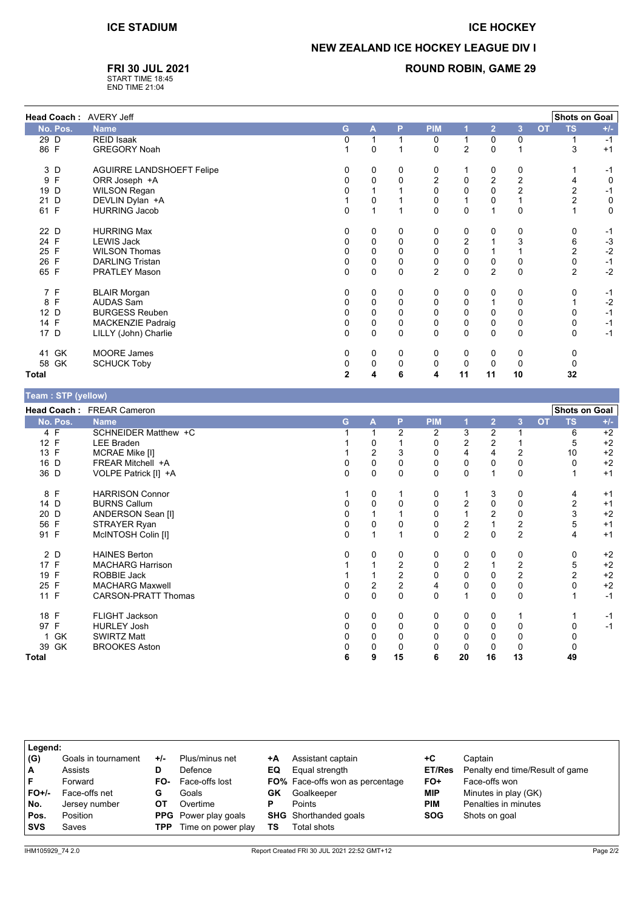**ICE STADIUM**

**ICE HOCKEY**

## NEW ZEALAND ICE HOCKEY LEAGUE DIV I

**FRI 30 JUL 2021**
START TIME 18:45
END TIME 21:04

## ROUND ROBIN, GAME 29

**Head Coach :** AVERY Jeff

| No. | Pos. | Name | G | A | P | PIM | 1 | 2 | 3 | OT | TS | +/- |
|---|---|---|---|---|---|---|---|---|---|---|---|---|
| 29 | D | REID Isaak | 0 | 1 | 1 | 0 | 1 | 0 | 0 | | 1 | -1 |
| 86 | F | GREGORY Noah | 1 | 0 | 1 | 0 | 2 | 0 | 1 | | 3 | +1 |
| 3 | D | AGUIRRE LANDSHOEFT Felipe | 0 | 0 | 0 | 0 | 1 | 0 | 0 | | 1 | -1 |
| 9 | F | ORR Joseph +A | 0 | 0 | 0 | 2 | 0 | 2 | 2 | | 4 | 0 |
| 19 | D | WILSON Regan | 0 | 1 | 1 | 0 | 0 | 0 | 2 | | 2 | -1 |
| 21 | D | DEVLIN Dylan +A | 1 | 0 | 1 | 0 | 1 | 0 | 1 | | 2 | 0 |
| 61 | F | HURRING Jacob | 0 | 1 | 1 | 0 | 0 | 1 | 0 | | 1 | 0 |
| 22 | D | HURRING Max | 0 | 0 | 0 | 0 | 0 | 0 | 0 | | 0 | -1 |
| 24 | F | LEWIS Jack | 0 | 0 | 0 | 0 | 2 | 1 | 3 | | 6 | -3 |
| 25 | F | WILSON Thomas | 0 | 0 | 0 | 0 | 0 | 1 | 1 | | 2 | -2 |
| 26 | F | DARLING Tristan | 0 | 0 | 0 | 0 | 0 | 0 | 0 | | 0 | -1 |
| 65 | F | PRATLEY Mason | 0 | 0 | 0 | 2 | 0 | 2 | 0 | | 2 | -2 |
| 7 | F | BLAIR Morgan | 0 | 0 | 0 | 0 | 0 | 0 | 0 | | 0 | -1 |
| 8 | F | AUDAS Sam | 0 | 0 | 0 | 0 | 0 | 1 | 0 | | 1 | -2 |
| 12 | D | BURGESS Reuben | 0 | 0 | 0 | 0 | 0 | 0 | 0 | | 0 | -1 |
| 14 | F | MACKENZIE Padraig | 0 | 0 | 0 | 0 | 0 | 0 | 0 | | 0 | -1 |
| 17 | D | LILLY (John) Charlie | 0 | 0 | 0 | 0 | 0 | 0 | 0 | | 0 | -1 |
| 41 | GK | MOORE James | 0 | 0 | 0 | 0 | 0 | 0 | 0 | | 0 | |
| 58 | GK | SCHUCK Toby | 0 | 0 | 0 | 0 | 0 | 0 | 0 | | 0 | |
| **Total** | | | **2** | **4** | **6** | **4** | **11** | **11** | **10** | | **32** | |

**Team : STP (yellow)**

**Head Coach :** FREAR Cameron

| No. | Pos. | Name | G | A | P | PIM | 1 | 2 | 3 | OT | TS | +/- |
|---|---|---|---|---|---|---|---|---|---|---|---|---|
| 4 | F | SCHNEIDER Matthew +C | 1 | 1 | 2 | 2 | 3 | 2 | 1 | | 6 | +2 |
| 12 | F | LEE Braden | 1 | 0 | 1 | 0 | 2 | 2 | 1 | | 5 | +2 |
| 13 | F | MCRAE Mike [I] | 1 | 2 | 3 | 0 | 4 | 4 | 2 | | 10 | +2 |
| 16 | D | FREAR Mitchell +A | 0 | 0 | 0 | 0 | 0 | 0 | 0 | | 0 | +2 |
| 36 | D | VOLPE Patrick [I] +A | 0 | 0 | 0 | 0 | 0 | 1 | 0 | | 1 | +1 |
| 8 | F | HARRISON Connor | 1 | 0 | 1 | 0 | 1 | 3 | 0 | | 4 | +1 |
| 14 | D | BURNS Callum | 0 | 0 | 0 | 0 | 2 | 0 | 0 | | 2 | +1 |
| 20 | D | ANDERSON Sean [I] | 0 | 1 | 1 | 0 | 1 | 2 | 0 | | 3 | +2 |
| 56 | F | STRAYER Ryan | 0 | 0 | 0 | 0 | 2 | 1 | 2 | | 5 | +1 |
| 91 | F | McINTOSH Colin [I] | 0 | 1 | 1 | 0 | 2 | 0 | 2 | | 4 | +1 |
| 2 | D | HAINES Berton | 0 | 0 | 0 | 0 | 0 | 0 | 0 | | 0 | +2 |
| 17 | F | MACHARG Harrison | 1 | 1 | 2 | 0 | 2 | 1 | 2 | | 5 | +2 |
| 19 | F | ROBBIE Jack | 1 | 1 | 2 | 0 | 0 | 0 | 2 | | 2 | +2 |
| 25 | F | MACHARG Maxwell | 0 | 2 | 2 | 4 | 0 | 0 | 0 | | 0 | +2 |
| 11 | F | CARSON-PRATT Thomas | 0 | 0 | 0 | 0 | 1 | 0 | 0 | | 1 | -1 |
| 18 | F | FLIGHT Jackson | 0 | 0 | 0 | 0 | 0 | 0 | 1 | | 1 | -1 |
| 97 | F | HURLEY Josh | 0 | 0 | 0 | 0 | 0 | 0 | 0 | | 0 | -1 |
| 1 | GK | SWIRTZ Matt | 0 | 0 | 0 | 0 | 0 | 0 | 0 | | 0 | |
| 39 | GK | BROOKES Aston | 0 | 0 | 0 | 0 | 0 | 0 | 0 | | 0 | |
| **Total** | | | **6** | **9** | **15** | **6** | **20** | **16** | **13** | | **49** | |

**Legend:**

| | | | | | | | |
|---|---|---|---|---|---|---|---|
| (G) | Goals in tournament | +/- | Plus/minus net | +A | Assistant captain | +C | Captain |
| A | Assists | D | Defence | EQ | Equal strength | ET/Res | Penalty end time/Result of game |
| F | Forward | FO- | Face-offs lost | FO% | Face-offs won as percentage | FO+ | Face-offs won |
| FO+/- | Face-offs net | G | Goals | GK | Goalkeeper | MIP | Minutes in play (GK) |
| No. | Jersey number | OT | Overtime | P | Points | PIM | Penalties in minutes |
| Pos. | Position | PPG | Power play goals | SHG | Shorthanded goals | SOG | Shots on goal |
| SVS | Saves | TPP | Time on power play | TS | Total shots | | |

IHM105929_74 2.0 — Report Created FRI 30 JUL 2021 22:52 GMT+12